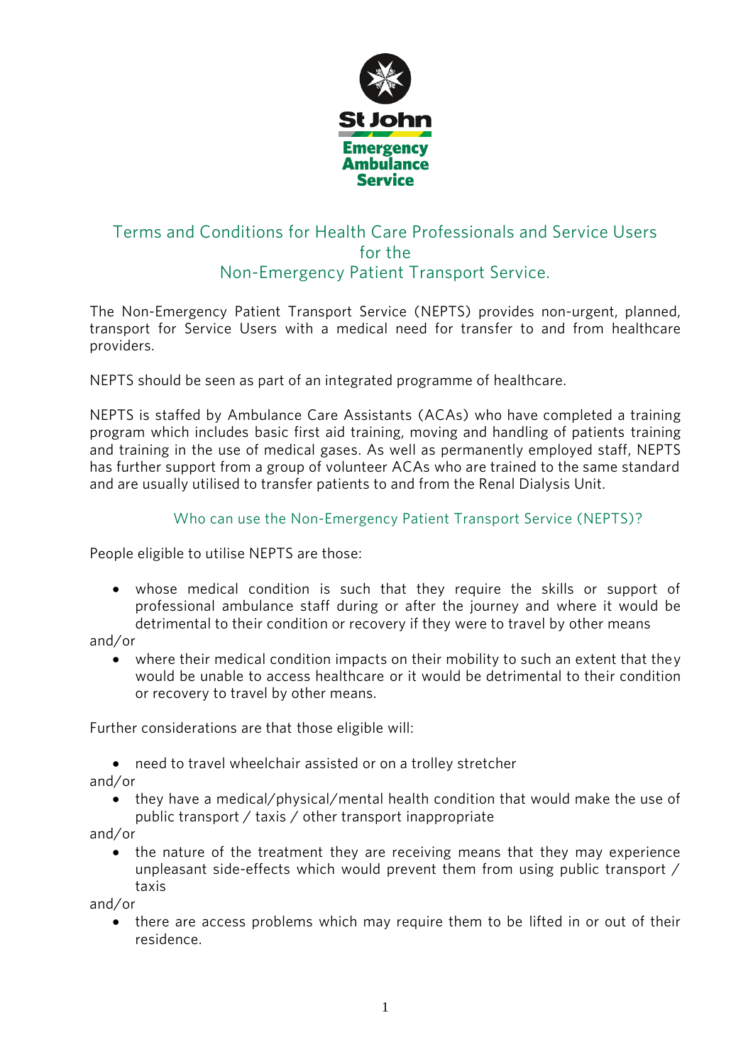# Terms and Conditions for Health Care Professionals and Service Users for the Non-Emergency Patient Transport Service.

The Non-Emergency Patient Transport Service (NEPTS) provides non-urgent, planned, transport for Service Users with a medical need for transfer to and from healthcare providers.

NEPTS should be seen as part of an integrated programme of healthcare.

NEPTS is staffed by Ambulance Care Assistants (ACAs) who have completed a training program which includes basic first aid training, moving and handling of patients training and training in the use of medical gases. As well as permanently employed staff, NEPTS has further support from a group of volunteer ACAs who are trained to the same standard and are usually utilised to transfer patients to and from the Renal Dialysis Unit.

## Who can use the Non-Emergency Patient Transport Service (NEPTS)?

People eligible to utilise NEPTS are those:

- whose medical condition is such that they require the skills or support of professional ambulance staff during or after the journey and where it would be detrimental to their condition or recovery if they were to travel by other means

and/or

- where their medical condition impacts on their mobility to such an extent that they would be unable to access healthcare or it would be detrimental to their condition or recovery to travel by other means.

Further considerations are that those eligible will:

- need to travel wheelchair assisted or on a trolley stretcher

and/or

- they have a medical/physical/mental health condition that would make the use of public transport / taxis / other transport inappropriate

and/or

- the nature of the treatment they are receiving means that they may experience unpleasant side-effects which would prevent them from using public transport / taxis

and/or

- there are access problems which may require them to be lifted in or out of their residence.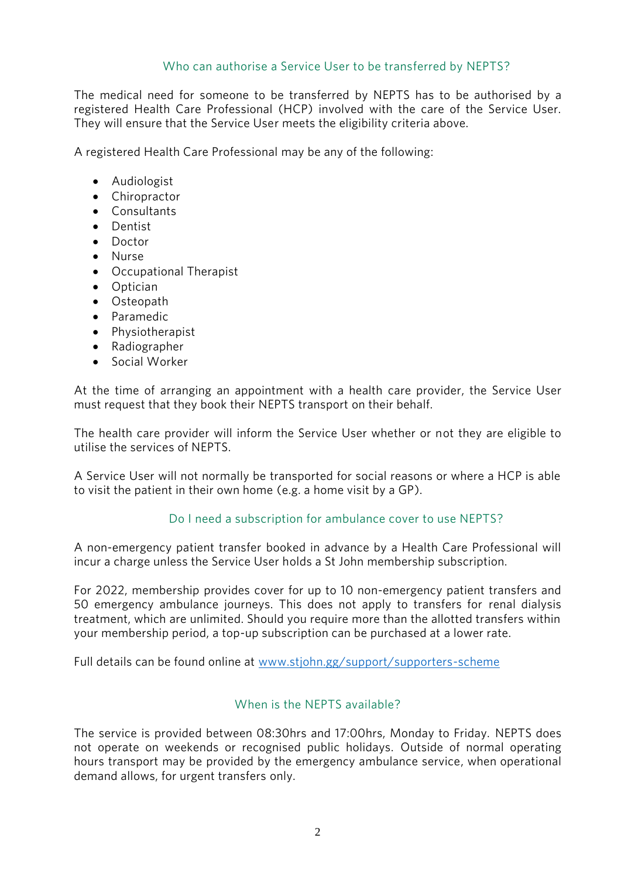## Who can authorise a Service User to be transferred by NEPTS?

The medical need for someone to be transferred by NEPTS has to be authorised by a registered Health Care Professional (HCP) involved with the care of the Service User. They will ensure that the Service User meets the eligibility criteria above.

A registered Health Care Professional may be any of the following:

- Audiologist
- Chiropractor
- Consultants
- Dentist
- Doctor
- Nurse
- Occupational Therapist
- Optician
- Osteopath
- Paramedic
- Physiotherapist
- Radiographer
- Social Worker

At the time of arranging an appointment with a health care provider, the Service User must request that they book their NEPTS transport on their behalf.

The health care provider will inform the Service User whether or not they are eligible to utilise the services of NEPTS.

A Service User will not normally be transported for social reasons or where a HCP is able to visit the patient in their own home (e.g. a home visit by a GP).

## Do I need a subscription for ambulance cover to use NEPTS?

A non-emergency patient transfer booked in advance by a Health Care Professional will incur a charge unless the Service User holds a St John membership subscription.

For 2022, membership provides cover for up to 10 non-emergency patient transfers and 50 emergency ambulance journeys. This does not apply to transfers for renal dialysis treatment, which are unlimited. Should you require more than the allotted transfers within your membership period, a top-up subscription can be purchased at a lower rate.

Full details can be found online at [www.stjohn.gg/support/supporters-scheme](http://www.stjohn.gg/support/supporters-scheme)

## When is the NEPTS available?

The service is provided between 08:30hrs and 17:00hrs, Monday to Friday. NEPTS does not operate on weekends or recognised public holidays. Outside of normal operating hours transport may be provided by the emergency ambulance service, when operational demand allows, for urgent transfers only.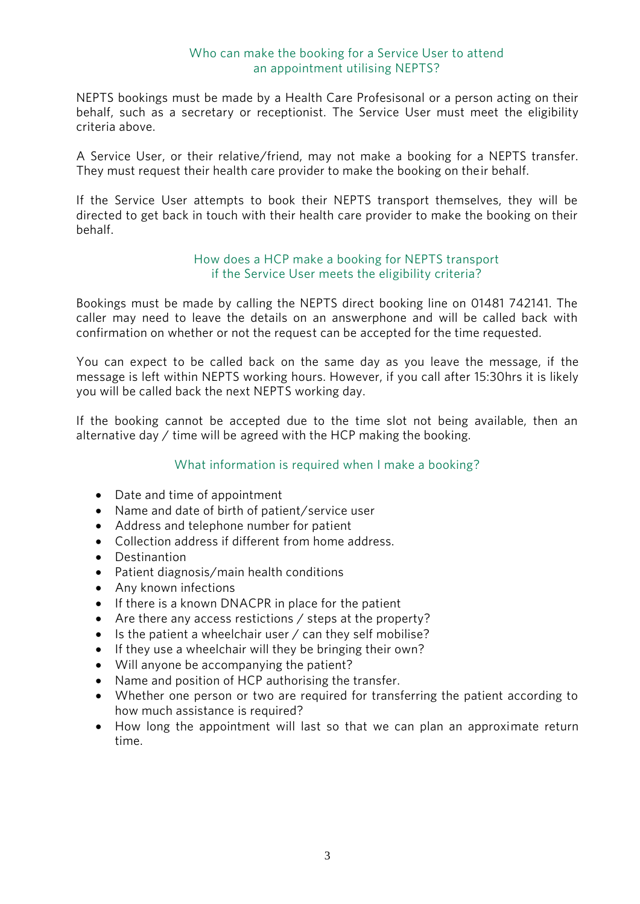## Who can make the booking for a Service User to attend an appointment utilising NEPTS?

NEPTS bookings must be made by a Health Care Profesisonal or a person acting on their behalf, such as a secretary or receptionist. The Service User must meet the eligibility criteria above.

A Service User, or their relative/friend, may not make a booking for a NEPTS transfer. They must request their health care provider to make the booking on their behalf.

If the Service User attempts to book their NEPTS transport themselves, they will be directed to get back in touch with their health care provider to make the booking on their behalf.

## How does a HCP make a booking for NEPTS transport if the Service User meets the eligibility criteria?

Bookings must be made by calling the NEPTS direct booking line on 01481 742141. The caller may need to leave the details on an answerphone and will be called back with confirmation on whether or not the request can be accepted for the time requested.

You can expect to be called back on the same day as you leave the message, if the message is left within NEPTS working hours. However, if you call after 15:30hrs it is likely you will be called back the next NEPTS working day.

If the booking cannot be accepted due to the time slot not being available, then an alternative day / time will be agreed with the HCP making the booking.

## What information is required when I make a booking?

- Date and time of appointment
- Name and date of birth of patient/service user
- Address and telephone number for patient
- Collection address if different from home address.
- Destinantion
- Patient diagnosis/main health conditions
- Any known infections
- If there is a known DNACPR in place for the patient
- Are there any access restictions / steps at the property?
- Is the patient a wheelchair user / can they self mobilise?
- If they use a wheelchair will they be bringing their own?
- Will anyone be accompanying the patient?
- Name and position of HCP authorising the transfer.
- Whether one person or two are required for transferring the patient according to how much assistance is required?
- How long the appointment will last so that we can plan an approximate return time.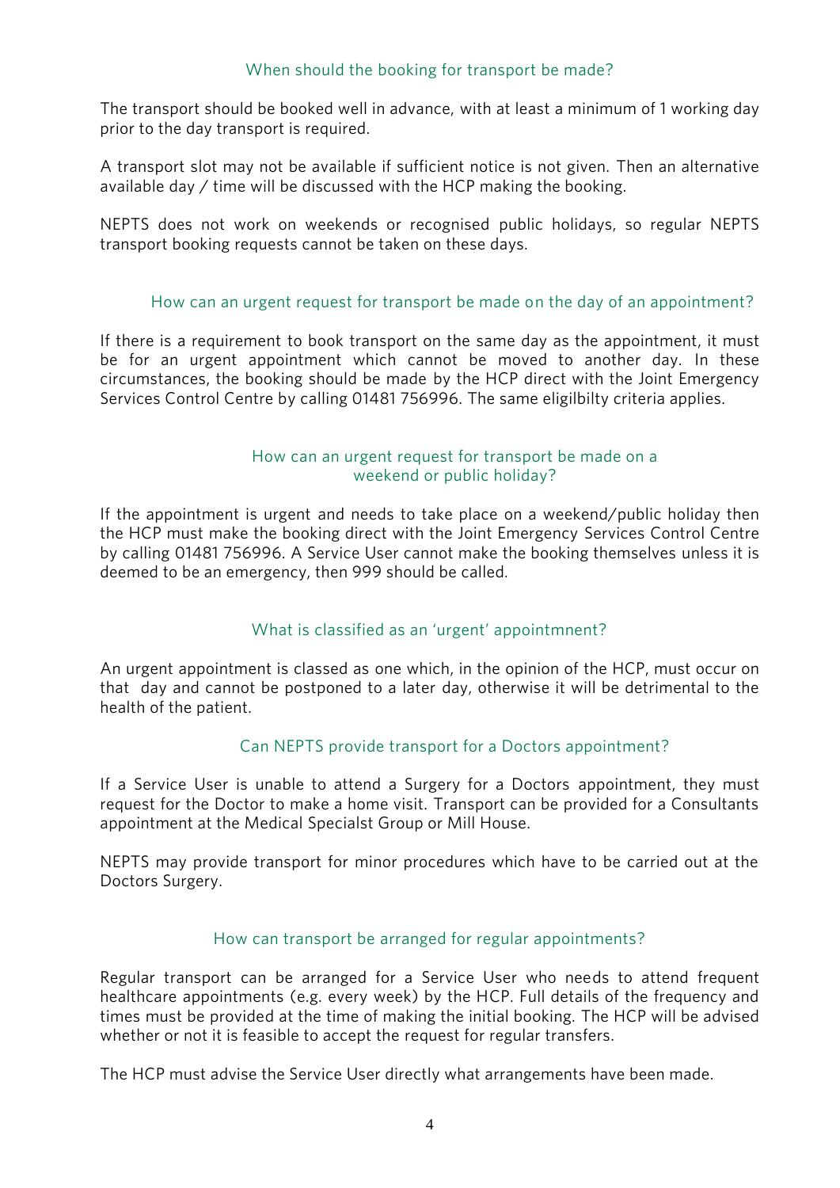### When should the booking for transport be made?

The transport should be booked well in advance, with at least a minimum of 1 working day prior to the day transport is required.

A transport slot may not be available if sufficient notice is not given. Then an alternative available day / time will be discussed with the HCP making the booking.

NEPTS does not work on weekends or recognised public holidays, so regular NEPTS transport booking requests cannot be taken on these days.

### How can an urgent request for transport be made on the day of an appointment?

If there is a requirement to book transport on the same day as the appointment, it must be for an urgent appointment which cannot be moved to another day. In these circumstances, the booking should be made by the HCP direct with the Joint Emergency Services Control Centre by calling 01481 756996. The same eligilbilty criteria applies.

### How can an urgent request for transport be made on a weekend or public holiday?

If the appointment is urgent and needs to take place on a weekend/public holiday then the HCP must make the booking direct with the Joint Emergency Services Control Centre by calling 01481 756996. A Service User cannot make the booking themselves unless it is deemed to be an emergency, then 999 should be called.

### What is classified as an 'urgent' appointmnent?

An urgent appointment is classed as one which, in the opinion of the HCP, must occur on that day and cannot be postponed to a later day, otherwise it will be detrimental to the health of the patient.

### Can NEPTS provide transport for a Doctors appointment?

If a Service User is unable to attend a Surgery for a Doctors appointment, they must request for the Doctor to make a home visit. Transport can be provided for a Consultants appointment at the Medical Specialst Group or Mill House.

NEPTS may provide transport for minor procedures which have to be carried out at the Doctors Surgery.

### How can transport be arranged for regular appointments?

Regular transport can be arranged for a Service User who needs to attend frequent healthcare appointments (e.g. every week) by the HCP. Full details of the frequency and times must be provided at the time of making the initial booking. The HCP will be advised whether or not it is feasible to accept the request for regular transfers.

The HCP must advise the Service User directly what arrangements have been made.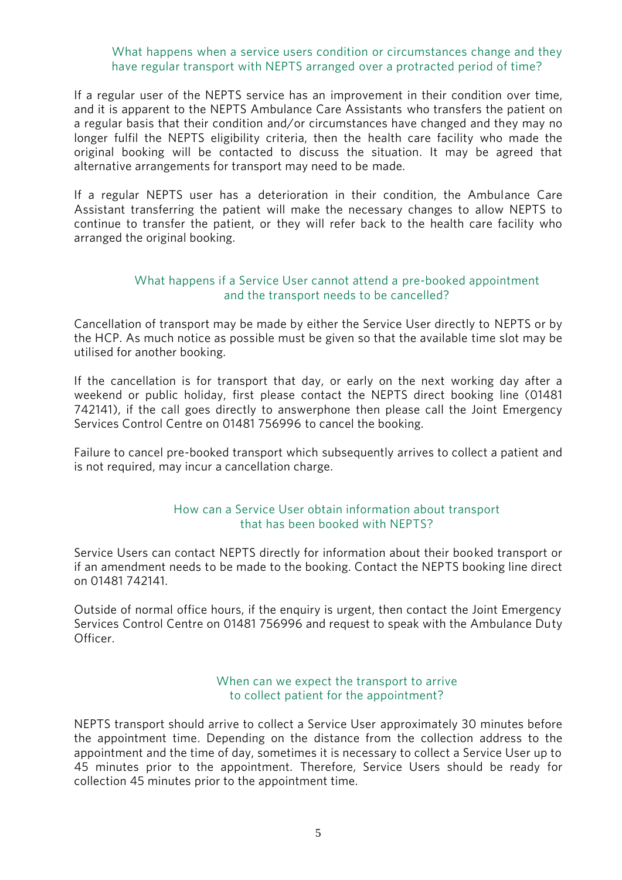### What happens when a service users condition or circumstances change and they have regular transport with NEPTS arranged over a protracted period of time?

If a regular user of the NEPTS service has an improvement in their condition over time, and it is apparent to the NEPTS Ambulance Care Assistants who transfers the patient on a regular basis that their condition and/or circumstances have changed and they may no longer fulfil the NEPTS eligibility criteria, then the health care facility who made the original booking will be contacted to discuss the situation. It may be agreed that alternative arrangements for transport may need to be made.

If a regular NEPTS user has a deterioration in their condition, the Ambulance Care Assistant transferring the patient will make the necessary changes to allow NEPTS to continue to transfer the patient, or they will refer back to the health care facility who arranged the original booking.

### What happens if a Service User cannot attend a pre-booked appointment and the transport needs to be cancelled?

Cancellation of transport may be made by either the Service User directly to NEPTS or by the HCP. As much notice as possible must be given so that the available time slot may be utilised for another booking.

If the cancellation is for transport that day, or early on the next working day after a weekend or public holiday, first please contact the NEPTS direct booking line (01481 742141), if the call goes directly to answerphone then please call the Joint Emergency Services Control Centre on 01481 756996 to cancel the booking.

Failure to cancel pre-booked transport which subsequently arrives to collect a patient and is not required, may incur a cancellation charge.

### How can a Service User obtain information about transport that has been booked with NEPTS?

Service Users can contact NEPTS directly for information about their booked transport or if an amendment needs to be made to the booking. Contact the NEPTS booking line direct on 01481 742141.

Outside of normal office hours, if the enquiry is urgent, then contact the Joint Emergency Services Control Centre on 01481 756996 and request to speak with the Ambulance Duty Officer.

### When can we expect the transport to arrive to collect patient for the appointment?

NEPTS transport should arrive to collect a Service User approximately 30 minutes before the appointment time. Depending on the distance from the collection address to the appointment and the time of day, sometimes it is necessary to collect a Service User up to 45 minutes prior to the appointment. Therefore, Service Users should be ready for collection 45 minutes prior to the appointment time.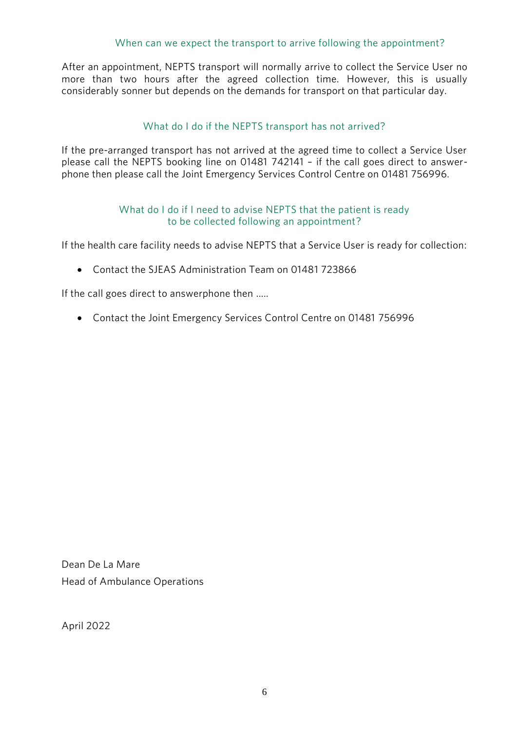### When can we expect the transport to arrive following the appointment?

After an appointment, NEPTS transport will normally arrive to collect the Service User no more than two hours after the agreed collection time. However, this is usually considerably sonner but depends on the demands for transport on that particular day.

### What do I do if the NEPTS transport has not arrived?

If the pre-arranged transport has not arrived at the agreed time to collect a Service User please call the NEPTS booking line on 01481 742141 – if the call goes direct to answer-phone then please call the Joint Emergency Services Control Centre on 01481 756996.

### What do I do if I need to advise NEPTS that the patient is ready to be collected following an appointment?

If the health care facility needs to advise NEPTS that a Service User is ready for collection:

- Contact the SJEAS Administration Team on 01481 723866

If the call goes direct to answerphone then …..

- Contact the Joint Emergency Services Control Centre on 01481 756996

Dean De La Mare

Head of Ambulance Operations

April 2022